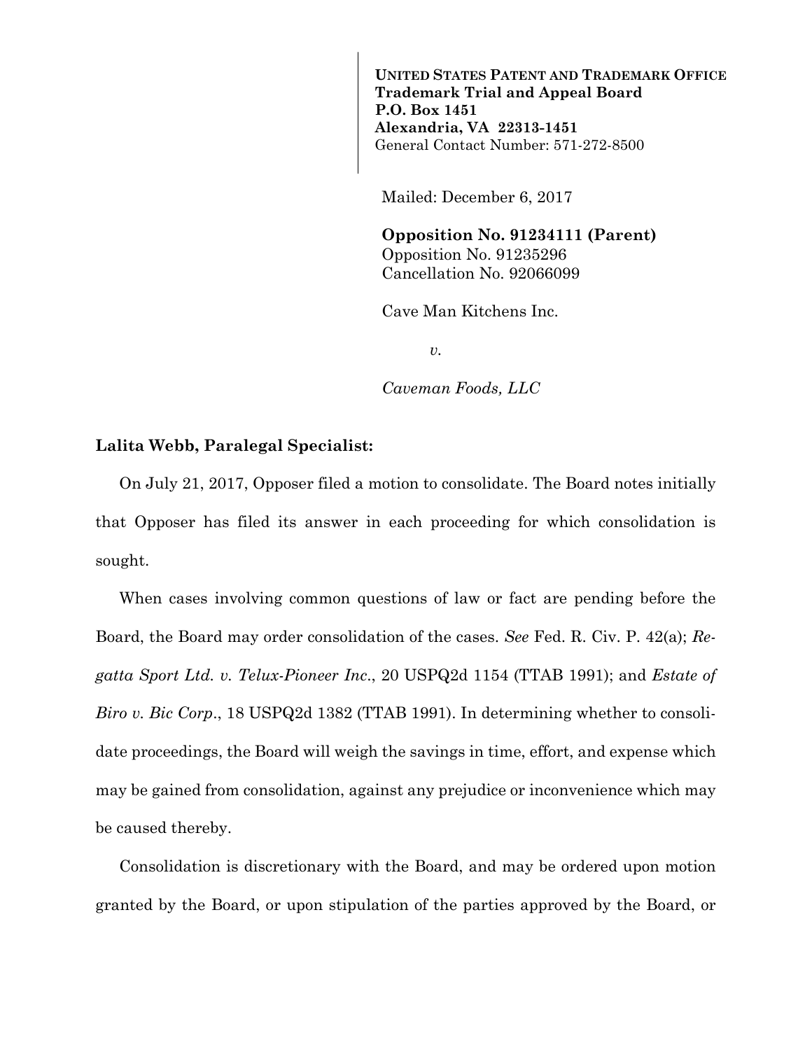**UNITED STATES PATENT AND TRADEMARK OFFICE**
**Trademark Trial and Appeal Board**
**P.O. Box 1451**
**Alexandria, VA 22313-1451**
General Contact Number: 571-272-8500

Mailed: December 6, 2017

**Opposition No. 91234111 (Parent)**
Opposition No. 91235296
Cancellation No. 92066099

Cave Man Kitchens Inc.

*v.*

*Caveman Foods, LLC*

**Lalita Webb, Paralegal Specialist:**

On July 21, 2017, Opposer filed a motion to consolidate. The Board notes initially that Opposer has filed its answer in each proceeding for which consolidation is sought.

When cases involving common questions of law or fact are pending before the Board, the Board may order consolidation of the cases. *See* Fed. R. Civ. P. 42(a); *Regatta Sport Ltd. v. Telux-Pioneer Inc*., 20 USPQ2d 1154 (TTAB 1991); and *Estate of Biro v. Bic Corp*., 18 USPQ2d 1382 (TTAB 1991). In determining whether to consolidate proceedings, the Board will weigh the savings in time, effort, and expense which may be gained from consolidation, against any prejudice or inconvenience which may be caused thereby.

Consolidation is discretionary with the Board, and may be ordered upon motion granted by the Board, or upon stipulation of the parties approved by the Board, or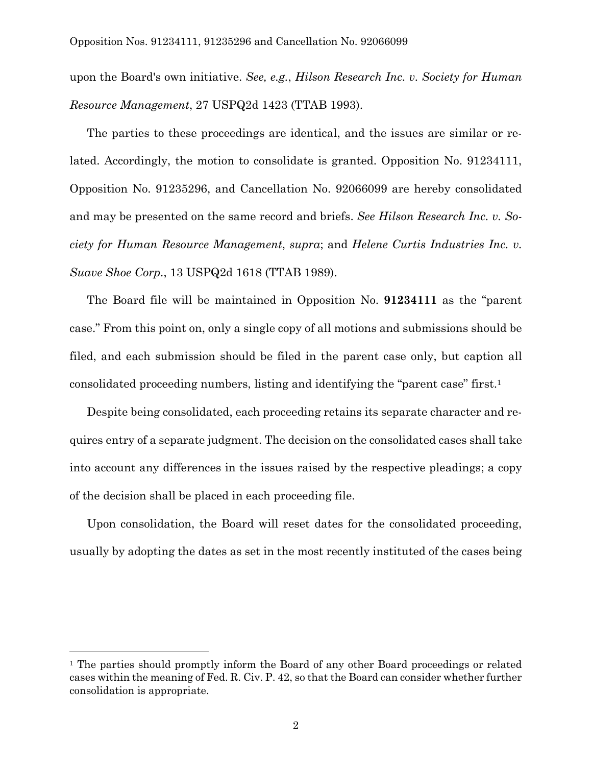upon the Board's own initiative. *See, e.g.*, *Hilson Research Inc. v. Society for Human Resource Management*, 27 USPQ2d 1423 (TTAB 1993).

The parties to these proceedings are identical, and the issues are similar or related. Accordingly, the motion to consolidate is granted. Opposition No. 91234111, Opposition No. 91235296, and Cancellation No. 92066099 are hereby consolidated and may be presented on the same record and briefs. *See Hilson Research Inc. v. Society for Human Resource Management*, *supra*; and *Helene Curtis Industries Inc. v. Suave Shoe Corp.*, 13 USPQ2d 1618 (TTAB 1989).

The Board file will be maintained in Opposition No. **91234111** as the "parent case." From this point on, only a single copy of all motions and submissions should be filed, and each submission should be filed in the parent case only, but caption all consolidated proceeding numbers, listing and identifying the "parent case" first.[1]

Despite being consolidated, each proceeding retains its separate character and requires entry of a separate judgment. The decision on the consolidated cases shall take into account any differences in the issues raised by the respective pleadings; a copy of the decision shall be placed in each proceeding file.

Upon consolidation, the Board will reset dates for the consolidated proceeding, usually by adopting the dates as set in the most recently instituted of the cases being

---

[1] The parties should promptly inform the Board of any other Board proceedings or related cases within the meaning of Fed. R. Civ. P. 42, so that the Board can consider whether further consolidation is appropriate.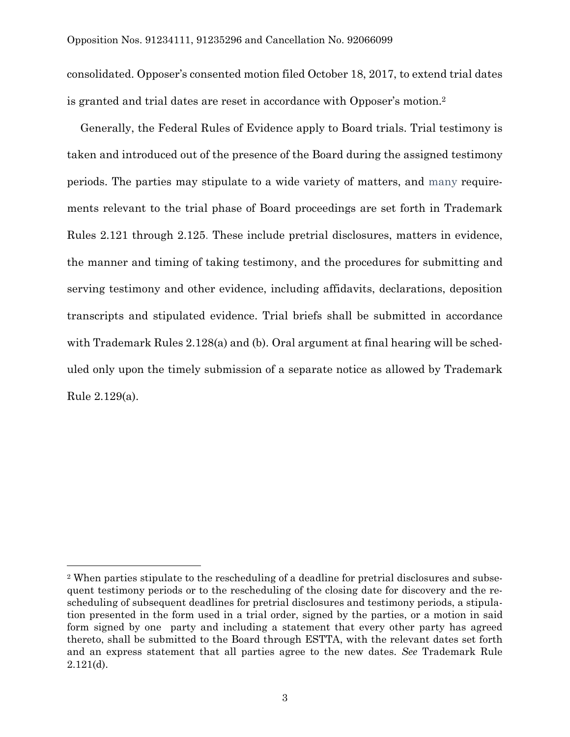consolidated. Opposer's consented motion filed October 18, 2017, to extend trial dates is granted and trial dates are reset in accordance with Opposer's motion.[2]

Generally, the Federal Rules of Evidence apply to Board trials. Trial testimony is taken and introduced out of the presence of the Board during the assigned testimony periods. The parties may stipulate to a wide variety of matters, and many requirements relevant to the trial phase of Board proceedings are set forth in Trademark Rules 2.121 through 2.125. These include pretrial disclosures, matters in evidence, the manner and timing of taking testimony, and the procedures for submitting and serving testimony and other evidence, including affidavits, declarations, deposition transcripts and stipulated evidence. Trial briefs shall be submitted in accordance with Trademark Rules 2.128(a) and (b). Oral argument at final hearing will be scheduled only upon the timely submission of a separate notice as allowed by Trademark Rule 2.129(a).

---

[2] When parties stipulate to the rescheduling of a deadline for pretrial disclosures and subsequent testimony periods or to the rescheduling of the closing date for discovery and the rescheduling of subsequent deadlines for pretrial disclosures and testimony periods, a stipulation presented in the form used in a trial order, signed by the parties, or a motion in said form signed by one party and including a statement that every other party has agreed thereto, shall be submitted to the Board through ESTTA, with the relevant dates set forth and an express statement that all parties agree to the new dates. *See* Trademark Rule 2.121(d).